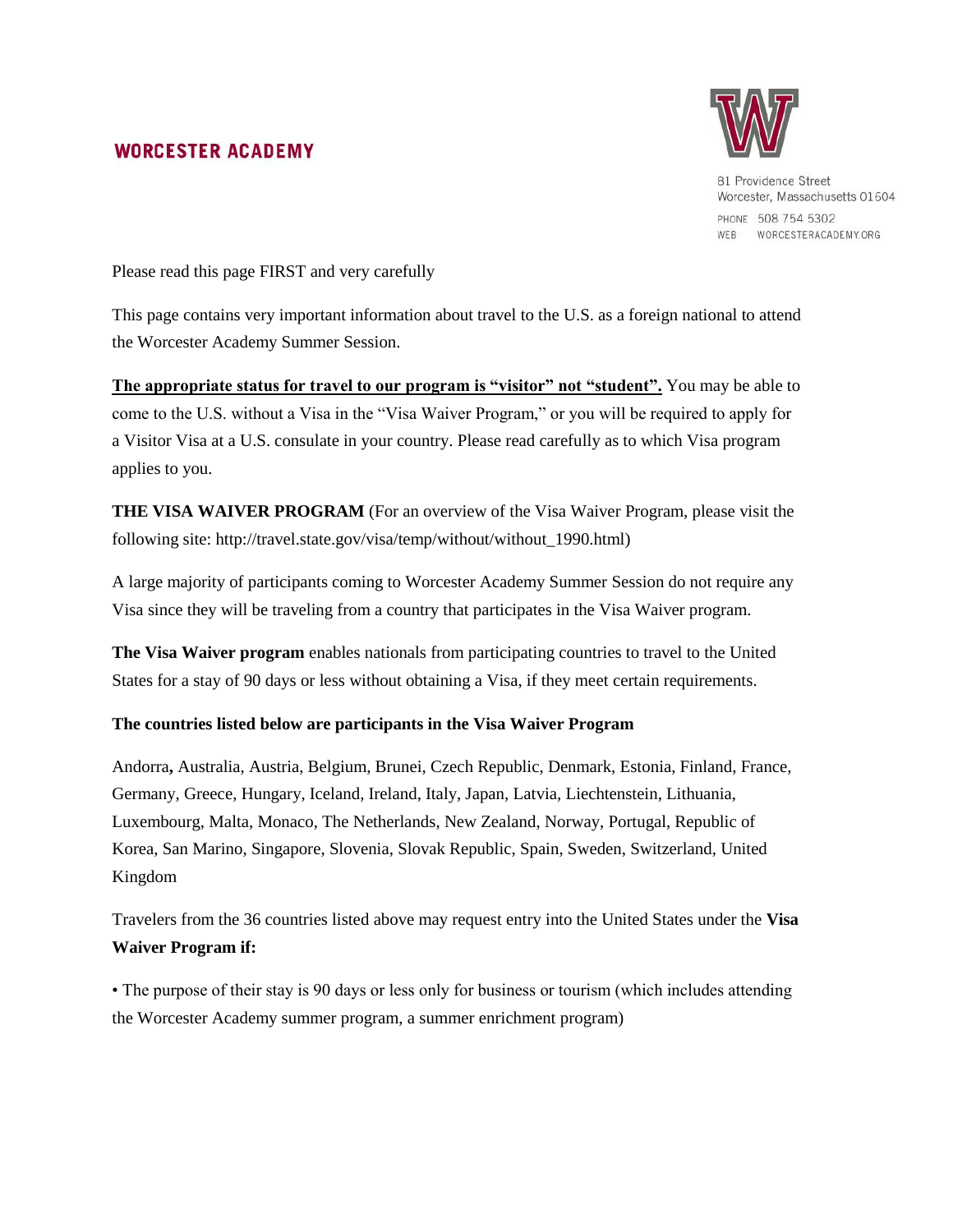**WORCESTER ACADEMY**

81 Providence Street
Worcester, Massachusetts 01604
PHONE 508 754 5302
WEB WORCESTERACADEMY.ORG

Please read this page FIRST and very carefully

This page contains very important information about travel to the U.S. as a foreign national to attend the Worcester Academy Summer Session.

**The appropriate status for travel to our program is "visitor" not "student".** You may be able to come to the U.S. without a Visa in the "Visa Waiver Program," or you will be required to apply for a Visitor Visa at a U.S. consulate in your country. Please read carefully as to which Visa program applies to you.

**THE VISA WAIVER PROGRAM** (For an overview of the Visa Waiver Program, please visit the following site: http://travel.state.gov/visa/temp/without/without_1990.html)

A large majority of participants coming to Worcester Academy Summer Session do not require any Visa since they will be traveling from a country that participates in the Visa Waiver program.

**The Visa Waiver program** enables nationals from participating countries to travel to the United States for a stay of 90 days or less without obtaining a Visa, if they meet certain requirements.

**The countries listed below are participants in the Visa Waiver Program**

Andorra**,** Australia, Austria, Belgium, Brunei, Czech Republic, Denmark, Estonia, Finland, France, Germany, Greece, Hungary, Iceland, Ireland, Italy, Japan, Latvia, Liechtenstein, Lithuania, Luxembourg, Malta, Monaco, The Netherlands, New Zealand, Norway, Portugal, Republic of Korea, San Marino, Singapore, Slovenia, Slovak Republic, Spain, Sweden, Switzerland, United Kingdom

Travelers from the 36 countries listed above may request entry into the United States under the **Visa Waiver Program if:**

- The purpose of their stay is 90 days or less only for business or tourism (which includes attending the Worcester Academy summer program, a summer enrichment program)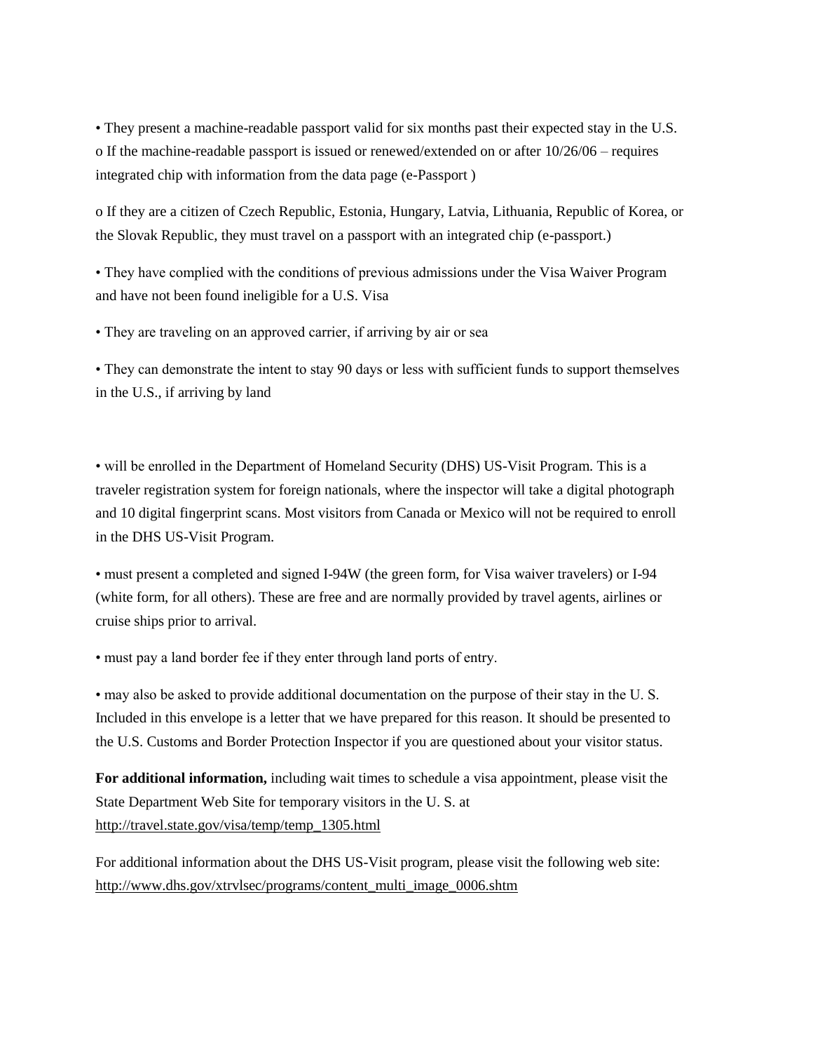- They present a machine-readable passport valid for six months past their expected stay in the U.S.
  - If the machine-readable passport is issued or renewed/extended on or after 10/26/06 – requires integrated chip with information from the data page (e-Passport )
  - If they are a citizen of Czech Republic, Estonia, Hungary, Latvia, Lithuania, Republic of Korea, or the Slovak Republic, they must travel on a passport with an integrated chip (e-passport.)
- They have complied with the conditions of previous admissions under the Visa Waiver Program and have not been found ineligible for a U.S. Visa
- They are traveling on an approved carrier, if arriving by air or sea
- They can demonstrate the intent to stay 90 days or less with sufficient funds to support themselves in the U.S., if arriving by land

- will be enrolled in the Department of Homeland Security (DHS) US-Visit Program. This is a traveler registration system for foreign nationals, where the inspector will take a digital photograph and 10 digital fingerprint scans. Most visitors from Canada or Mexico will not be required to enroll in the DHS US-Visit Program.
- must present a completed and signed I-94W (the green form, for Visa waiver travelers) or I-94 (white form, for all others). These are free and are normally provided by travel agents, airlines or cruise ships prior to arrival.
- must pay a land border fee if they enter through land ports of entry.
- may also be asked to provide additional documentation on the purpose of their stay in the U. S. Included in this envelope is a letter that we have prepared for this reason. It should be presented to the U.S. Customs and Border Protection Inspector if you are questioned about your visitor status.

**For additional information,** including wait times to schedule a visa appointment, please visit the State Department Web Site for temporary visitors in the U. S. at http://travel.state.gov/visa/temp/temp_1305.html

For additional information about the DHS US-Visit program, please visit the following web site: http://www.dhs.gov/xtrvlsec/programs/content_multi_image_0006.shtm